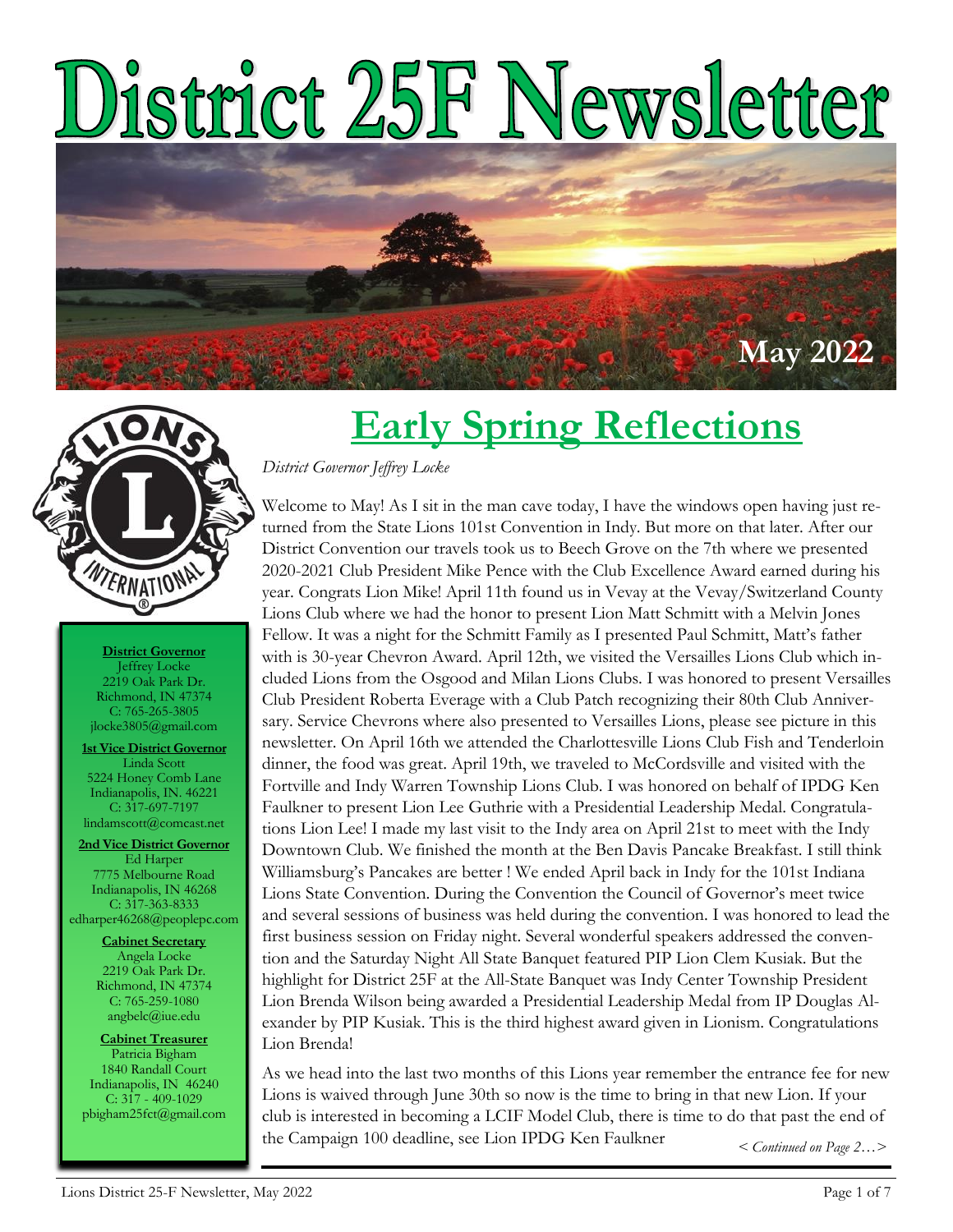# District 25F Newsletter

May 2022

**District Governor**
Jeffrey Locke
2219 Oak Park Dr.
Richmond, IN 47374
C: 765-265-3805
jlocke3805@gmail.com

**1st Vice District Governor**
Linda Scott
5224 Honey Comb Lane
Indianapolis, IN. 46221
C: 317-697-7197
lindamscott@comcast.net

**2nd Vice District Governor**
Ed Harper
7775 Melbourne Road
Indianapolis, IN 46268
C: 317-363-8333
edharper46268@peoplepc.com

**Cabinet Secretary**
Angela Locke
2219 Oak Park Dr.
Richmond, IN 47374
C: 765-259-1080
angbelc@iue.edu

**Cabinet Treasurer**
Patricia Bigham
1840 Randall Court
Indianapolis, IN 46240
C: 317 - 409-1029
pbigham25fct@gmail.com

## Early Spring Reflections

*District Governor Jeffrey Locke*

Welcome to May! As I sit in the man cave today, I have the windows open having just returned from the State Lions 101st Convention in Indy. But more on that later. After our District Convention our travels took us to Beech Grove on the 7th where we presented 2020-2021 Club President Mike Pence with the Club Excellence Award earned during his year. Congrats Lion Mike! April 11th found us in Vevay at the Vevay/Switzerland County Lions Club where we had the honor to present Lion Matt Schmitt with a Melvin Jones Fellow. It was a night for the Schmitt Family as I presented Paul Schmitt, Matt's father with is 30-year Chevron Award. April 12th, we visited the Versailles Lions Club which included Lions from the Osgood and Milan Lions Clubs. I was honored to present Versailles Club President Roberta Everage with a Club Patch recognizing their 80th Club Anniversary. Service Chevrons where also presented to Versailles Lions, please see picture in this newsletter. On April 16th we attended the Charlottesville Lions Club Fish and Tenderloin dinner, the food was great. April 19th, we traveled to McCordsville and visited with the Fortville and Indy Warren Township Lions Club. I was honored on behalf of IPDG Ken Faulkner to present Lion Lee Guthrie with a Presidential Leadership Medal. Congratulations Lion Lee! I made my last visit to the Indy area on April 21st to meet with the Indy Downtown Club. We finished the month at the Ben Davis Pancake Breakfast. I still think Williamsburg's Pancakes are better ! We ended April back in Indy for the 101st Indiana Lions State Convention. During the Convention the Council of Governor's meet twice and several sessions of business was held during the convention. I was honored to lead the first business session on Friday night. Several wonderful speakers addressed the convention and the Saturday Night All State Banquet featured PIP Lion Clem Kusiak. But the highlight for District 25F at the All-State Banquet was Indy Center Township President Lion Brenda Wilson being awarded a Presidential Leadership Medal from IP Douglas Alexander by PIP Kusiak. This is the third highest award given in Lionism. Congratulations Lion Brenda!

As we head into the last two months of this Lions year remember the entrance fee for new Lions is waived through June 30th so now is the time to bring in that new Lion. If your club is interested in becoming a LCIF Model Club, there is time to do that past the end of the Campaign 100 deadline, see Lion IPDG Ken Faulkner

*< Continued on Page 2…>*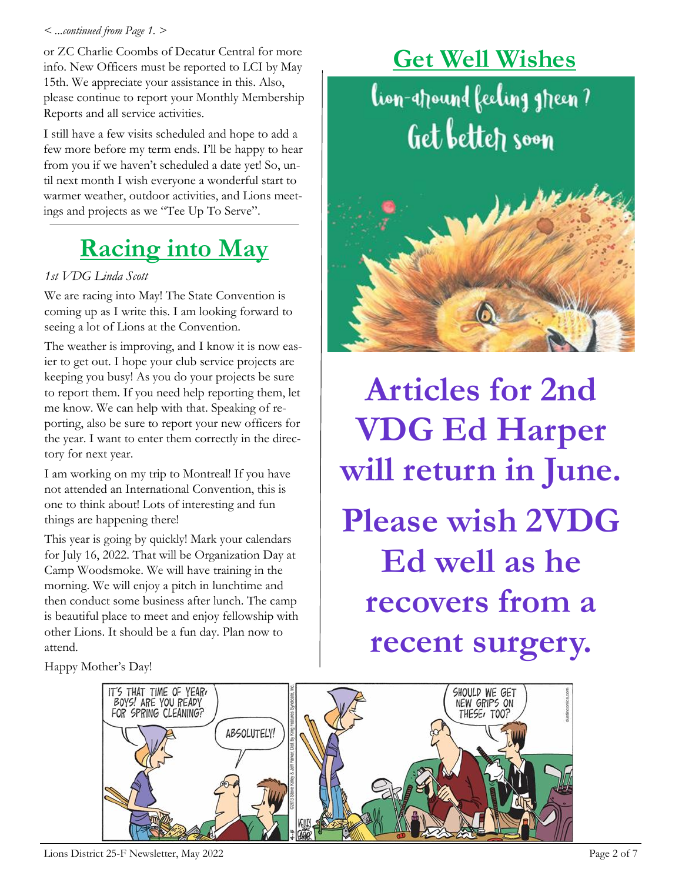*< ...continued from Page 1. >*

or ZC Charlie Coombs of Decatur Central for more info. New Officers must be reported to LCI by May 15th. We appreciate your assistance in this. Also, please continue to report your Monthly Membership Reports and all service activities.

I still have a few visits scheduled and hope to add a few more before my term ends. I'll be happy to hear from you if we haven't scheduled a date yet! So, until next month I wish everyone a wonderful start to warmer weather, outdoor activities, and Lions meetings and projects as we "Tee Up To Serve".

## Racing into May

*1st VDG Linda Scott*

We are racing into May! The State Convention is coming up as I write this. I am looking forward to seeing a lot of Lions at the Convention.

The weather is improving, and I know it is now easier to get out. I hope your club service projects are keeping you busy! As you do your projects be sure to report them. If you need help reporting them, let me know. We can help with that. Speaking of reporting, also be sure to report your new officers for the year. I want to enter them correctly in the directory for next year.

I am working on my trip to Montreal! If you have not attended an International Convention, this is one to think about! Lots of interesting and fun things are happening there!

This year is going by quickly! Mark your calendars for July 16, 2022. That will be Organization Day at Camp Woodsmoke. We will have training in the morning. We will enjoy a pitch in lunchtime and then conduct some business after lunch. The camp is beautiful place to meet and enjoy fellowship with other Lions. It should be a fun day. Plan now to attend.

Happy Mother's Day!

## Get Well Wishes

Lion-around feeling green? Get better soon

**Articles for 2nd VDG Ed Harper will return in June.**

**Please wish 2VDG Ed well as he recovers from a recent surgery.**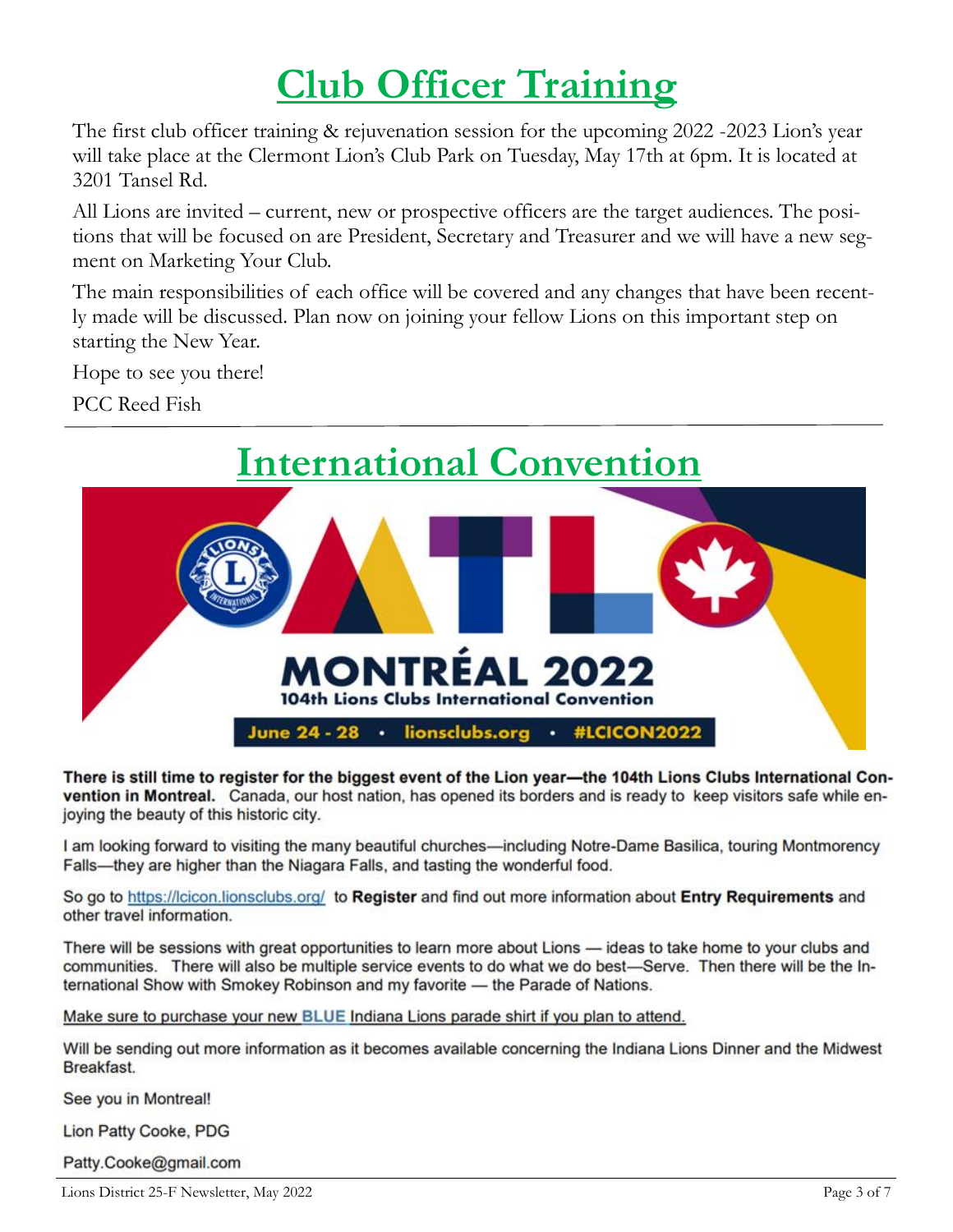# Club Officer Training

The first club officer training & rejuvenation session for the upcoming 2022 -2023 Lion's year will take place at the Clermont Lion's Club Park on Tuesday, May 17th at 6pm. It is located at 3201 Tansel Rd.

All Lions are invited – current, new or prospective officers are the target audiences. The positions that will be focused on are President, Secretary and Treasurer and we will have a new segment on Marketing Your Club.

The main responsibilities of each office will be covered and any changes that have been recently made will be discussed. Plan now on joining your fellow Lions on this important step on starting the New Year.

Hope to see you there!

PCC Reed Fish

---

# International Convention

MONTRÉAL 2022
104th Lions Clubs International Convention
June 24 - 28 • lionsclubs.org • #LCICON2022

**There is still time to register for the biggest event of the Lion year—the 104th Lions Clubs International Convention in Montreal.** Canada, our host nation, has opened its borders and is ready to keep visitors safe while enjoying the beauty of this historic city.

I am looking forward to visiting the many beautiful churches—including Notre-Dame Basilica, touring Montmorency Falls—they are higher than the Niagara Falls, and tasting the wonderful food.

So go to https://lcicon.lionsclubs.org/ to **Register** and find out more information about **Entry Requirements** and other travel information.

There will be sessions with great opportunities to learn more about Lions — ideas to take home to your clubs and communities. There will also be multiple service events to do what we do best—Serve. Then there will be the International Show with Smokey Robinson and my favorite — the Parade of Nations.

Make sure to purchase your new **BLUE** Indiana Lions parade shirt if you plan to attend.

Will be sending out more information as it becomes available concerning the Indiana Lions Dinner and the Midwest Breakfast.

See you in Montreal!

Lion Patty Cooke, PDG

Patty.Cooke@gmail.com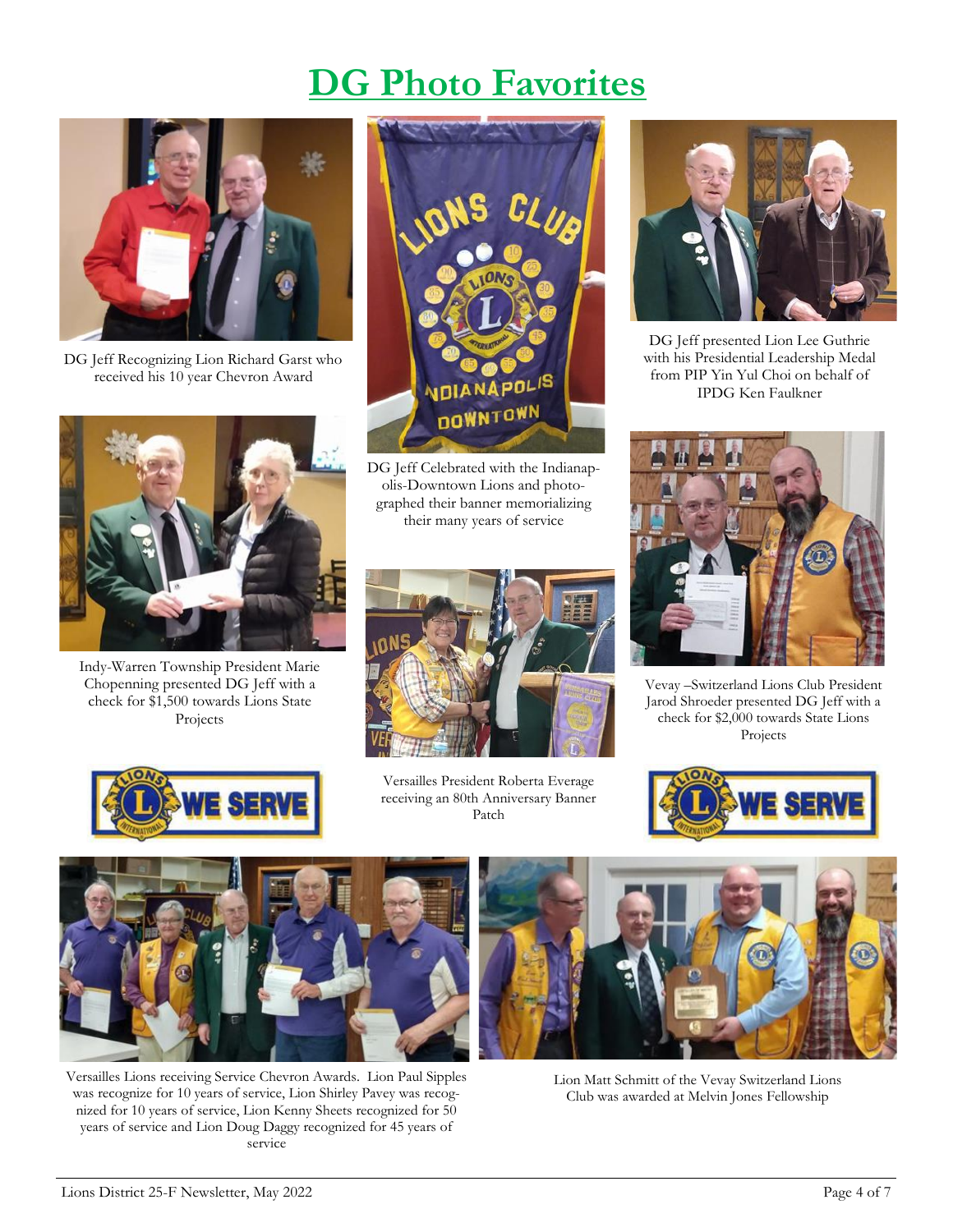# DG Photo Favorites

DG Jeff Recognizing Lion Richard Garst who received his 10 year Chevron Award

DG Jeff Celebrated with the Indianapolis-Downtown Lions and photographed their banner memorializing their many years of service

DG Jeff presented Lion Lee Guthrie with his Presidential Leadership Medal from PIP Yin Yul Choi on behalf of IPDG Ken Faulkner

Indy-Warren Township President Marie Chopenning presented DG Jeff with a check for $1,500 towards Lions State Projects

Versailles President Roberta Everage receiving an 80th Anniversary Banner Patch

Vevay –Switzerland Lions Club President Jarod Shroeder presented DG Jeff with a check for $2,000 towards State Lions Projects

Versailles Lions receiving Service Chevron Awards. Lion Paul Sipples was recognize for 10 years of service, Lion Shirley Pavey was recognized for 10 years of service, Lion Kenny Sheets recognized for 50 years of service and Lion Doug Daggy recognized for 45 years of service

Lion Matt Schmitt of the Vevay Switzerland Lions Club was awarded at Melvin Jones Fellowship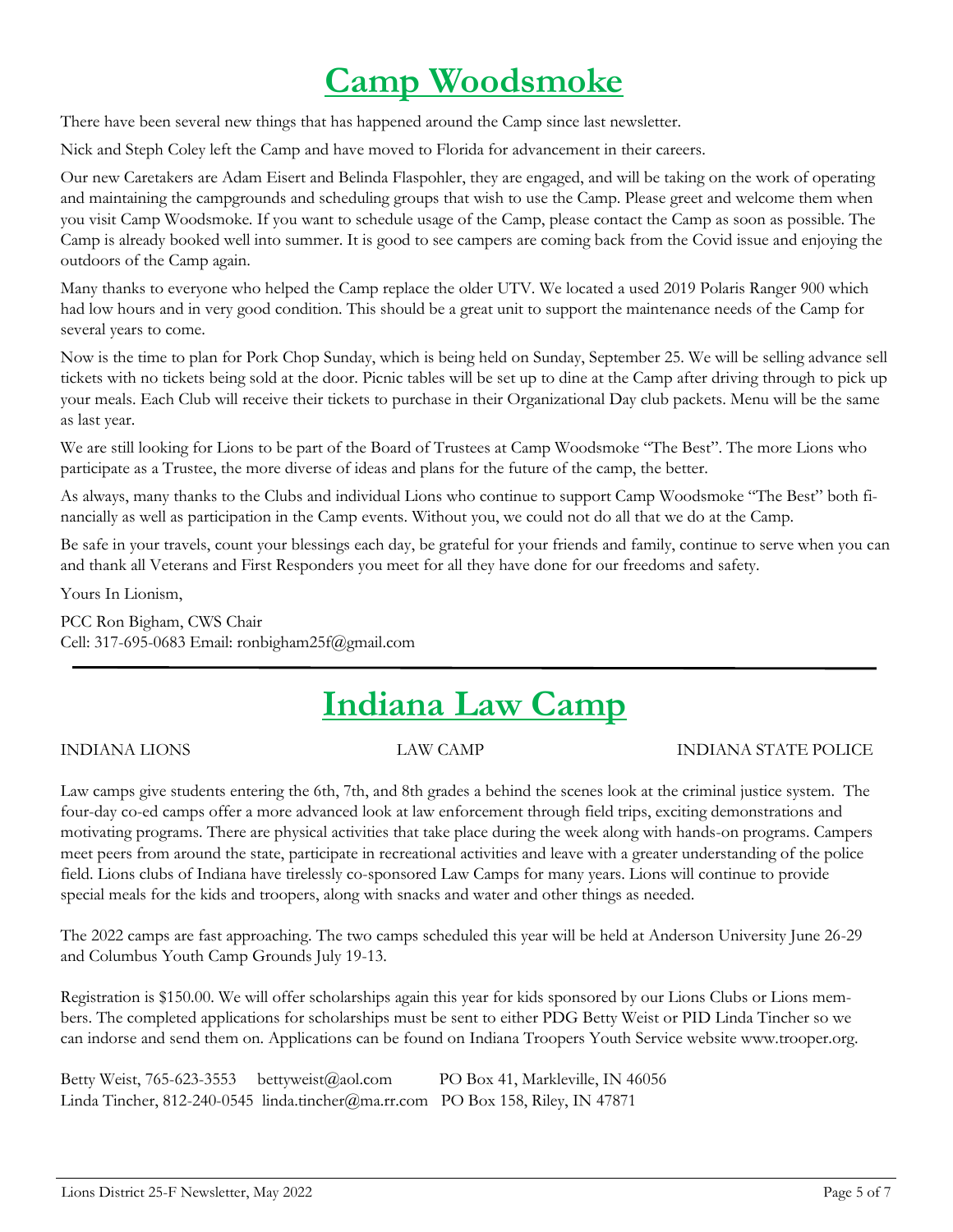# Camp Woodsmoke

There have been several new things that has happened around the Camp since last newsletter.

Nick and Steph Coley left the Camp and have moved to Florida for advancement in their careers.

Our new Caretakers are Adam Eisert and Belinda Flaspohler, they are engaged, and will be taking on the work of operating and maintaining the campgrounds and scheduling groups that wish to use the Camp. Please greet and welcome them when you visit Camp Woodsmoke. If you want to schedule usage of the Camp, please contact the Camp as soon as possible. The Camp is already booked well into summer. It is good to see campers are coming back from the Covid issue and enjoying the outdoors of the Camp again.

Many thanks to everyone who helped the Camp replace the older UTV. We located a used 2019 Polaris Ranger 900 which had low hours and in very good condition. This should be a great unit to support the maintenance needs of the Camp for several years to come.

Now is the time to plan for Pork Chop Sunday, which is being held on Sunday, September 25. We will be selling advance sell tickets with no tickets being sold at the door. Picnic tables will be set up to dine at the Camp after driving through to pick up your meals. Each Club will receive their tickets to purchase in their Organizational Day club packets. Menu will be the same as last year.

We are still looking for Lions to be part of the Board of Trustees at Camp Woodsmoke "The Best". The more Lions who participate as a Trustee, the more diverse of ideas and plans for the future of the camp, the better.

As always, many thanks to the Clubs and individual Lions who continue to support Camp Woodsmoke "The Best" both financially as well as participation in the Camp events. Without you, we could not do all that we do at the Camp.

Be safe in your travels, count your blessings each day, be grateful for your friends and family, continue to serve when you can and thank all Veterans and First Responders you meet for all they have done for our freedoms and safety.

Yours In Lionism,

PCC Ron Bigham, CWS Chair
Cell: 317-695-0683 Email: ronbigham25f@gmail.com

---

# Indiana Law Camp

INDIANA LIONS          LAW CAMP          INDIANA STATE POLICE

Law camps give students entering the 6th, 7th, and 8th grades a behind the scenes look at the criminal justice system. The four-day co-ed camps offer a more advanced look at law enforcement through field trips, exciting demonstrations and motivating programs. There are physical activities that take place during the week along with hands-on programs. Campers meet peers from around the state, participate in recreational activities and leave with a greater understanding of the police field. Lions clubs of Indiana have tirelessly co-sponsored Law Camps for many years. Lions will continue to provide special meals for the kids and troopers, along with snacks and water and other things as needed.

The 2022 camps are fast approaching. The two camps scheduled this year will be held at Anderson University June 26-29 and Columbus Youth Camp Grounds July 19-13.

Registration is $150.00. We will offer scholarships again this year for kids sponsored by our Lions Clubs or Lions members. The completed applications for scholarships must be sent to either PDG Betty Weist or PID Linda Tincher so we can indorse and send them on. Applications can be found on Indiana Troopers Youth Service website www.trooper.org.

Betty Weist, 765-623-3553  bettyweist@aol.com  PO Box 41, Markleville, IN 46056
Linda Tincher, 812-240-0545  linda.tincher@ma.rr.com  PO Box 158, Riley, IN 47871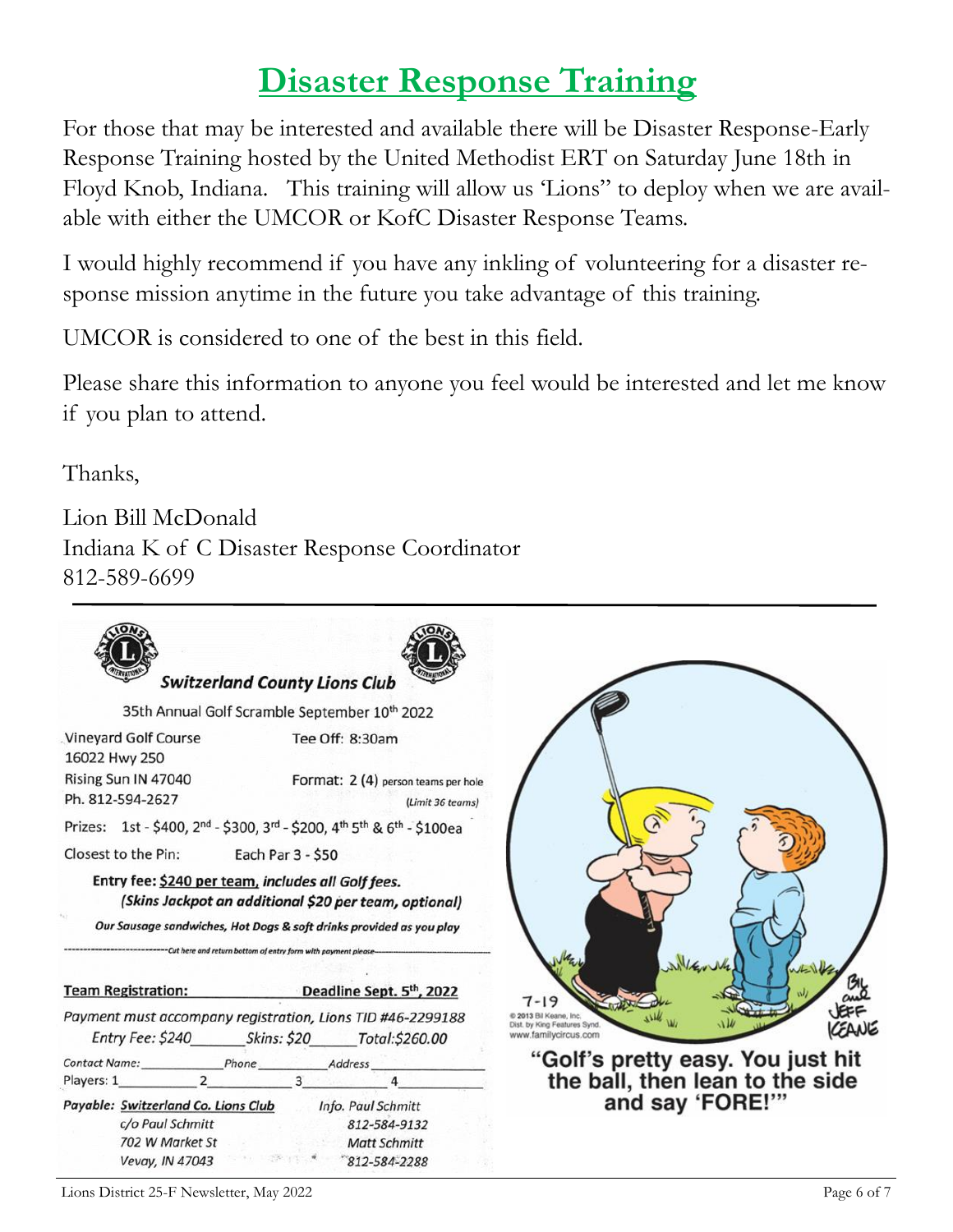# Disaster Response Training

For those that may be interested and available there will be Disaster Response-Early Response Training hosted by the United Methodist ERT on Saturday June 18th in Floyd Knob, Indiana. This training will allow us 'Lions" to deploy when we are available with either the UMCOR or KofC Disaster Response Teams.

I would highly recommend if you have any inkling of volunteering for a disaster response mission anytime in the future you take advantage of this training.

UMCOR is considered to one of the best in this field.

Please share this information to anyone you feel would be interested and let me know if you plan to attend.

Thanks,

Lion Bill McDonald
Indiana K of C Disaster Response Coordinator
812-589-6699

---

***Switzerland County Lions Club***

35th Annual Golf Scramble September 10th 2022

Vineyard Golf Course
16022 Hwy 250
Rising Sun IN 47040
Ph. 812-594-2627

Tee Off: 8:30am

Format: 2 (4) person teams per hole *(Limit 36 teams)*

Prizes: 1st - $400, 2nd - $300, 3rd - $200, 4th 5th & 6th - $100ea

Closest to the Pin: Each Par 3 - $50

**Entry fee: $240 per team, *includes all Golf fees.***
***(Skins Jackpot an additional $20 per team, optional)***

***Our Sausage sandwiches, Hot Dogs & soft drinks provided as you play***

*-------------Cut here and return bottom of entry form with payment please-------------*

**Team Registration:** **Deadline Sept. 5th, 2022**

*Payment must accompany registration, Lions TID #46-2299188*

*Entry Fee: $240______ Skins: $20______ Total:$260.00*

*Contact Name:* ____________ *Phone* ________ *Address* ____________

Players: 1__________ 2__________ 3__________ 4__________

*Payable:* ***Switzerland Co. Lions Club***
*c/o Paul Schmitt*
*702 W Market St*
*Vevay, IN 47043*

*Info. Paul Schmitt*
*812-584-9132*
*Matt Schmitt*
*812-584-2288*

"Golf's pretty easy. You just hit the ball, then lean to the side and say 'FORE!'"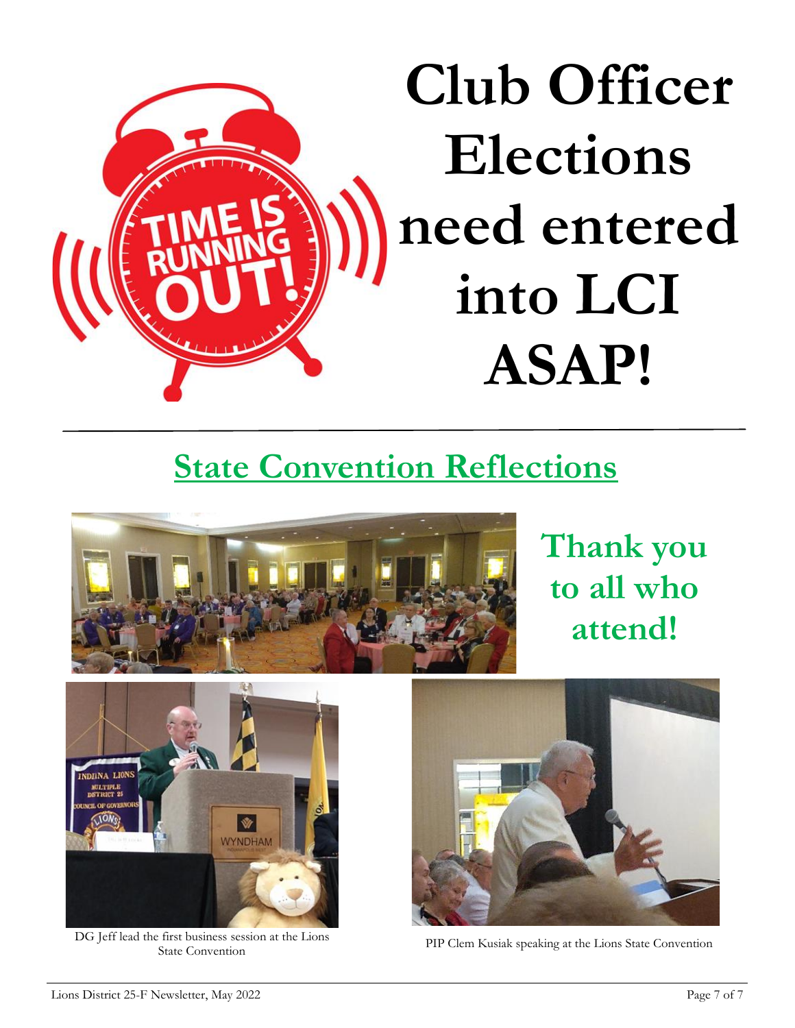# Club Officer Elections need entered into LCI ASAP!

---

## State Convention Reflections

**Thank you to all who attend!**

DG Jeff lead the first business session at the Lions State Convention

PIP Clem Kusiak speaking at the Lions State Convention